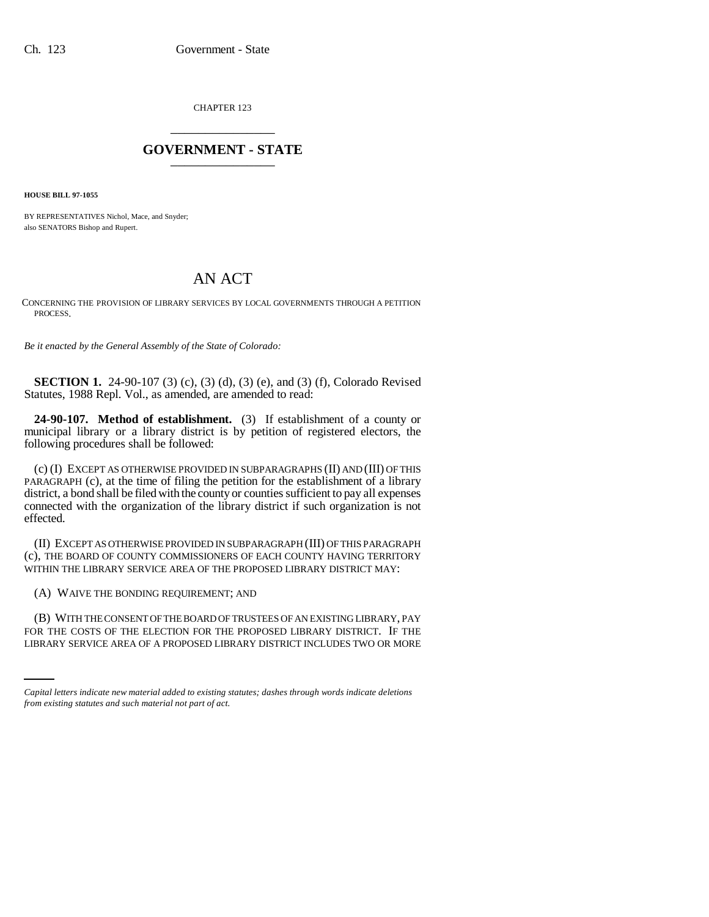CHAPTER 123

# GOVERNMENT - STATE

**HOUSE BILL 97-1055**

BY REPRESENTATIVES Nichol, Mace, and Snyder;
also SENATORS Bishop and Rupert.

# AN ACT

CONCERNING THE PROVISION OF LIBRARY SERVICES BY LOCAL GOVERNMENTS THROUGH A PETITION PROCESS.

*Be it enacted by the General Assembly of the State of Colorado:*

**SECTION 1.** 24-90-107 (3) (c), (3) (d), (3) (e), and (3) (f), Colorado Revised Statutes, 1988 Repl. Vol., as amended, are amended to read:

**24-90-107. Method of establishment.** (3) If establishment of a county or municipal library or a library district is by petition of registered electors, the following procedures shall be followed:

(c) (I) EXCEPT AS OTHERWISE PROVIDED IN SUBPARAGRAPHS (II) AND (III) OF THIS PARAGRAPH (c), at the time of filing the petition for the establishment of a library district, a bond shall be filed with the county or counties sufficient to pay all expenses connected with the organization of the library district if such organization is not effected.

(II) EXCEPT AS OTHERWISE PROVIDED IN SUBPARAGRAPH (III) OF THIS PARAGRAPH (c), THE BOARD OF COUNTY COMMISSIONERS OF EACH COUNTY HAVING TERRITORY WITHIN THE LIBRARY SERVICE AREA OF THE PROPOSED LIBRARY DISTRICT MAY:

(A) WAIVE THE BONDING REQUIREMENT; AND

(B) WITH THE CONSENT OF THE BOARD OF TRUSTEES OF AN EXISTING LIBRARY, PAY FOR THE COSTS OF THE ELECTION FOR THE PROPOSED LIBRARY DISTRICT. IF THE LIBRARY SERVICE AREA OF A PROPOSED LIBRARY DISTRICT INCLUDES TWO OR MORE

*Capital letters indicate new material added to existing statutes; dashes through words indicate deletions from existing statutes and such material not part of act.*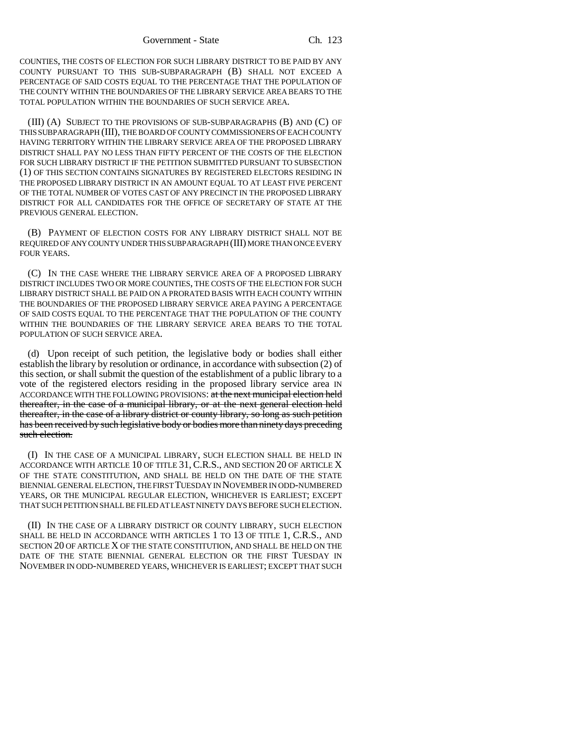COUNTIES, THE COSTS OF ELECTION FOR SUCH LIBRARY DISTRICT TO BE PAID BY ANY COUNTY PURSUANT TO THIS SUB-SUBPARAGRAPH (B) SHALL NOT EXCEED A PERCENTAGE OF SAID COSTS EQUAL TO THE PERCENTAGE THAT THE POPULATION OF THE COUNTY WITHIN THE BOUNDARIES OF THE LIBRARY SERVICE AREA BEARS TO THE TOTAL POPULATION WITHIN THE BOUNDARIES OF SUCH SERVICE AREA.

(III) (A) SUBJECT TO THE PROVISIONS OF SUB-SUBPARAGRAPHS (B) AND (C) OF THIS SUBPARAGRAPH (III), THE BOARD OF COUNTY COMMISSIONERS OF EACH COUNTY HAVING TERRITORY WITHIN THE LIBRARY SERVICE AREA OF THE PROPOSED LIBRARY DISTRICT SHALL PAY NO LESS THAN FIFTY PERCENT OF THE COSTS OF THE ELECTION FOR SUCH LIBRARY DISTRICT IF THE PETITION SUBMITTED PURSUANT TO SUBSECTION (1) OF THIS SECTION CONTAINS SIGNATURES BY REGISTERED ELECTORS RESIDING IN THE PROPOSED LIBRARY DISTRICT IN AN AMOUNT EQUAL TO AT LEAST FIVE PERCENT OF THE TOTAL NUMBER OF VOTES CAST OF ANY PRECINCT IN THE PROPOSED LIBRARY DISTRICT FOR ALL CANDIDATES FOR THE OFFICE OF SECRETARY OF STATE AT THE PREVIOUS GENERAL ELECTION.

(B) PAYMENT OF ELECTION COSTS FOR ANY LIBRARY DISTRICT SHALL NOT BE REQUIRED OF ANY COUNTY UNDER THIS SUBPARAGRAPH (III) MORE THAN ONCE EVERY FOUR YEARS.

(C) IN THE CASE WHERE THE LIBRARY SERVICE AREA OF A PROPOSED LIBRARY DISTRICT INCLUDES TWO OR MORE COUNTIES, THE COSTS OF THE ELECTION FOR SUCH LIBRARY DISTRICT SHALL BE PAID ON A PRORATED BASIS WITH EACH COUNTY WITHIN THE BOUNDARIES OF THE PROPOSED LIBRARY SERVICE AREA PAYING A PERCENTAGE OF SAID COSTS EQUAL TO THE PERCENTAGE THAT THE POPULATION OF THE COUNTY WITHIN THE BOUNDARIES OF THE LIBRARY SERVICE AREA BEARS TO THE TOTAL POPULATION OF SUCH SERVICE AREA.

(d) Upon receipt of such petition, the legislative body or bodies shall either establish the library by resolution or ordinance, in accordance with subsection (2) of this section, or shall submit the question of the establishment of a public library to a vote of the registered electors residing in the proposed library service area IN ACCORDANCE WITH THE FOLLOWING PROVISIONS: ~~at the next municipal election held thereafter, in the case of a municipal library, or at the next general election held thereafter, in the case of a library district or county library, so long as such petition has been received by such legislative body or bodies more than ninety days preceding such election.~~

(I) IN THE CASE OF A MUNICIPAL LIBRARY, SUCH ELECTION SHALL BE HELD IN ACCORDANCE WITH ARTICLE 10 OF TITLE 31, C.R.S., AND SECTION 20 OF ARTICLE X OF THE STATE CONSTITUTION, AND SHALL BE HELD ON THE DATE OF THE STATE BIENNIAL GENERAL ELECTION, THE FIRST TUESDAY IN NOVEMBER IN ODD-NUMBERED YEARS, OR THE MUNICIPAL REGULAR ELECTION, WHICHEVER IS EARLIEST; EXCEPT THAT SUCH PETITION SHALL BE FILED AT LEAST NINETY DAYS BEFORE SUCH ELECTION.

(II) IN THE CASE OF A LIBRARY DISTRICT OR COUNTY LIBRARY, SUCH ELECTION SHALL BE HELD IN ACCORDANCE WITH ARTICLES 1 TO 13 OF TITLE 1, C.R.S., AND SECTION 20 OF ARTICLE X OF THE STATE CONSTITUTION, AND SHALL BE HELD ON THE DATE OF THE STATE BIENNIAL GENERAL ELECTION OR THE FIRST TUESDAY IN NOVEMBER IN ODD-NUMBERED YEARS, WHICHEVER IS EARLIEST; EXCEPT THAT SUCH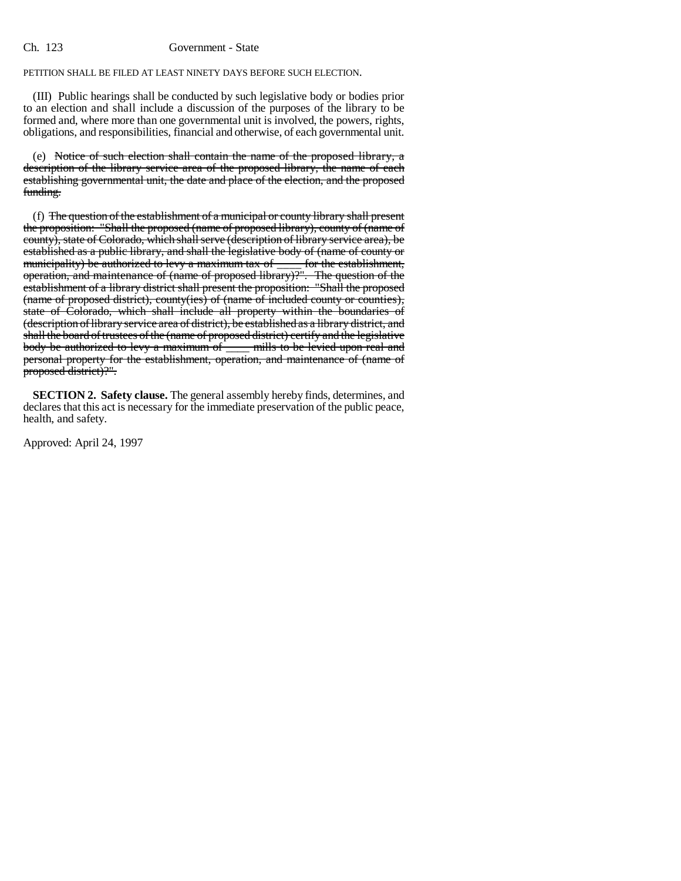PETITION SHALL BE FILED AT LEAST NINETY DAYS BEFORE SUCH ELECTION.

(III) Public hearings shall be conducted by such legislative body or bodies prior to an election and shall include a discussion of the purposes of the library to be formed and, where more than one governmental unit is involved, the powers, rights, obligations, and responsibilities, financial and otherwise, of each governmental unit.

(e) ~~Notice of such election shall contain the name of the proposed library, a description of the library service area of the proposed library, the name of each establishing governmental unit, the date and place of the election, and the proposed funding.~~

(f) ~~The question of the establishment of a municipal or county library shall present the proposition: "Shall the proposed (name of proposed library), county of (name of county), state of Colorado, which shall serve (description of library service area), be established as a public library, and shall the legislative body of (name of county or municipality) be authorized to levy a maximum tax of \_\_\_\_ for the establishment, operation, and maintenance of (name of proposed library)?". The question of the establishment of a library district shall present the proposition: "Shall the proposed (name of proposed district), county(ies) of (name of included county or counties), state of Colorado, which shall include all property within the boundaries of (description of library service area of district), be established as a library district, and shall the board of trustees of the (name of proposed district) certify and the legislative body be authorized to levy a maximum of \_\_\_\_ mills to be levied upon real and personal property for the establishment, operation, and maintenance of (name of proposed district)?".~~

**SECTION 2. Safety clause.** The general assembly hereby finds, determines, and declares that this act is necessary for the immediate preservation of the public peace, health, and safety.

Approved: April 24, 1997